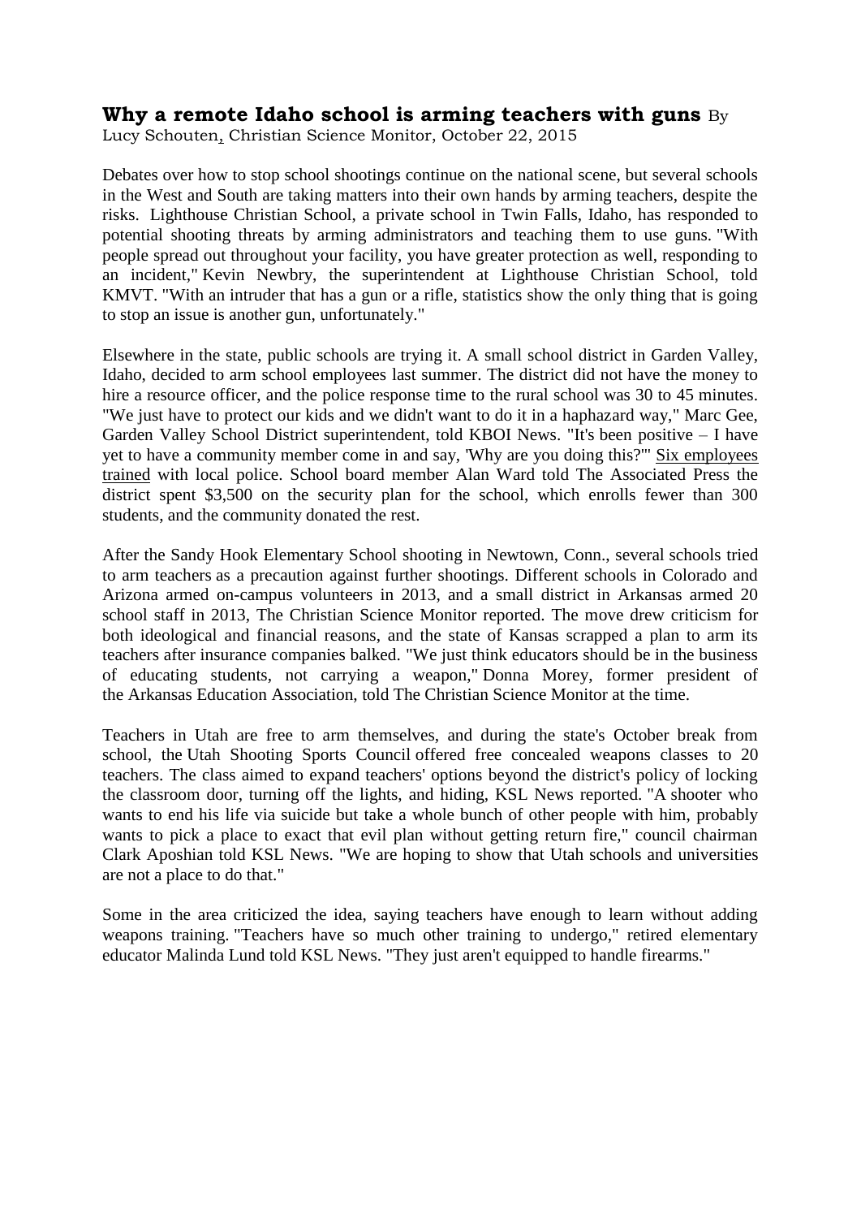# Why a remote Idaho school is arming teachers with guns

By Lucy Schouten, Christian Science Monitor, October 22, 2015

Debates over how to stop school shootings continue on the national scene, but several schools in the West and South are taking matters into their own hands by arming teachers, despite the risks. Lighthouse Christian School, a private school in Twin Falls, Idaho, has responded to potential shooting threats by arming administrators and teaching them to use guns. "With people spread out throughout your facility, you have greater protection as well, responding to an incident," Kevin Newbry, the superintendent at Lighthouse Christian School, told KMVT. "With an intruder that has a gun or a rifle, statistics show the only thing that is going to stop an issue is another gun, unfortunately."

Elsewhere in the state, public schools are trying it. A small school district in Garden Valley, Idaho, decided to arm school employees last summer. The district did not have the money to hire a resource officer, and the police response time to the rural school was 30 to 45 minutes. "We just have to protect our kids and we didn't want to do it in a haphazard way," Marc Gee, Garden Valley School District superintendent, told KBOI News. "It's been positive – I have yet to have a community member come in and say, 'Why are you doing this?'" Six employees trained with local police. School board member Alan Ward told The Associated Press the district spent $3,500 on the security plan for the school, which enrolls fewer than 300 students, and the community donated the rest.

After the Sandy Hook Elementary School shooting in Newtown, Conn., several schools tried to arm teachers as a precaution against further shootings. Different schools in Colorado and Arizona armed on-campus volunteers in 2013, and a small district in Arkansas armed 20 school staff in 2013, The Christian Science Monitor reported. The move drew criticism for both ideological and financial reasons, and the state of Kansas scrapped a plan to arm its teachers after insurance companies balked. "We just think educators should be in the business of educating students, not carrying a weapon," Donna Morey, former president of the Arkansas Education Association, told The Christian Science Monitor at the time.

Teachers in Utah are free to arm themselves, and during the state's October break from school, the Utah Shooting Sports Council offered free concealed weapons classes to 20 teachers. The class aimed to expand teachers' options beyond the district's policy of locking the classroom door, turning off the lights, and hiding, KSL News reported. "A shooter who wants to end his life via suicide but take a whole bunch of other people with him, probably wants to pick a place to exact that evil plan without getting return fire," council chairman Clark Aposhian told KSL News. "We are hoping to show that Utah schools and universities are not a place to do that."

Some in the area criticized the idea, saying teachers have enough to learn without adding weapons training. "Teachers have so much other training to undergo," retired elementary educator Malinda Lund told KSL News. "They just aren't equipped to handle firearms."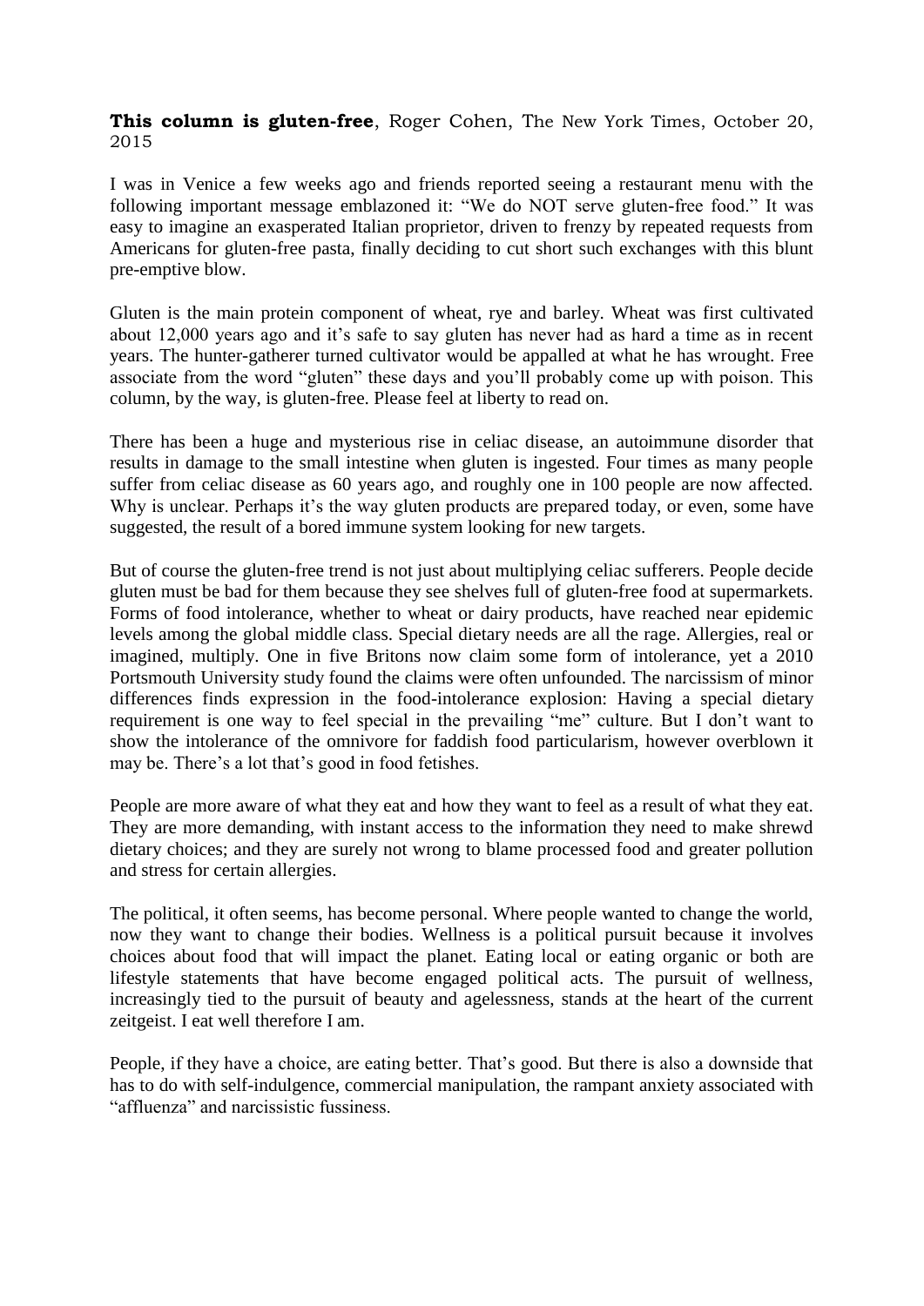**This column is gluten-free**, Roger Cohen, The New York Times, October 20, 2015

I was in Venice a few weeks ago and friends reported seeing a restaurant menu with the following important message emblazoned it: "We do NOT serve gluten-free food." It was easy to imagine an exasperated Italian proprietor, driven to frenzy by repeated requests from Americans for gluten-free pasta, finally deciding to cut short such exchanges with this blunt pre-emptive blow.

Gluten is the main protein component of wheat, rye and barley. Wheat was first cultivated about 12,000 years ago and it's safe to say gluten has never had as hard a time as in recent years. The hunter-gatherer turned cultivator would be appalled at what he has wrought. Free associate from the word "gluten" these days and you'll probably come up with poison. This column, by the way, is gluten-free. Please feel at liberty to read on.

There has been a huge and mysterious rise in celiac disease, an autoimmune disorder that results in damage to the small intestine when gluten is ingested. Four times as many people suffer from celiac disease as 60 years ago, and roughly one in 100 people are now affected. Why is unclear. Perhaps it's the way gluten products are prepared today, or even, some have suggested, the result of a bored immune system looking for new targets.

But of course the gluten-free trend is not just about multiplying celiac sufferers. People decide gluten must be bad for them because they see shelves full of gluten-free food at supermarkets. Forms of food intolerance, whether to wheat or dairy products, have reached near epidemic levels among the global middle class. Special dietary needs are all the rage. Allergies, real or imagined, multiply. One in five Britons now claim some form of intolerance, yet a 2010 Portsmouth University study found the claims were often unfounded. The narcissism of minor differences finds expression in the food-intolerance explosion: Having a special dietary requirement is one way to feel special in the prevailing "me" culture. But I don't want to show the intolerance of the omnivore for faddish food particularism, however overblown it may be. There's a lot that's good in food fetishes.

People are more aware of what they eat and how they want to feel as a result of what they eat. They are more demanding, with instant access to the information they need to make shrewd dietary choices; and they are surely not wrong to blame processed food and greater pollution and stress for certain allergies.

The political, it often seems, has become personal. Where people wanted to change the world, now they want to change their bodies. Wellness is a political pursuit because it involves choices about food that will impact the planet. Eating local or eating organic or both are lifestyle statements that have become engaged political acts. The pursuit of wellness, increasingly tied to the pursuit of beauty and agelessness, stands at the heart of the current zeitgeist. I eat well therefore I am.

People, if they have a choice, are eating better. That's good. But there is also a downside that has to do with self-indulgence, commercial manipulation, the rampant anxiety associated with "affluenza" and narcissistic fussiness.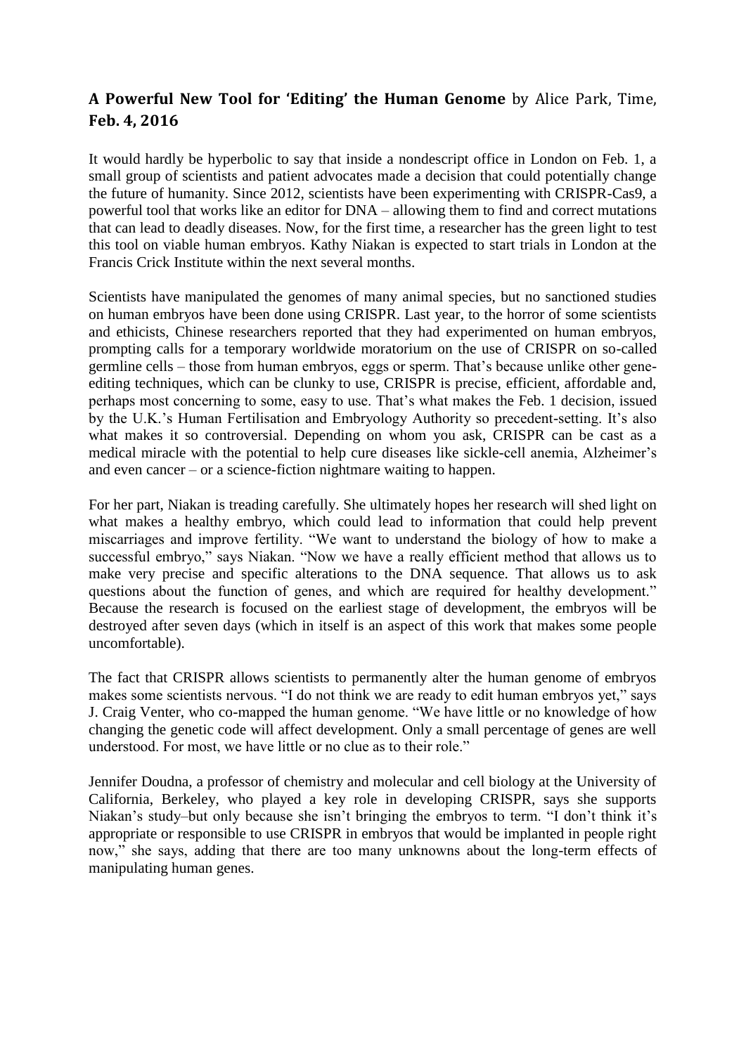**A Powerful New Tool for 'Editing' the Human Genome** by Alice Park, Time, **Feb. 4, 2016**

It would hardly be hyperbolic to say that inside a nondescript office in London on Feb. 1, a small group of scientists and patient advocates made a decision that could potentially change the future of humanity. Since 2012, scientists have been experimenting with CRISPR-Cas9, a powerful tool that works like an editor for DNA – allowing them to find and correct mutations that can lead to deadly diseases. Now, for the first time, a researcher has the green light to test this tool on viable human embryos. Kathy Niakan is expected to start trials in London at the Francis Crick Institute within the next several months.

Scientists have manipulated the genomes of many animal species, but no sanctioned studies on human embryos have been done using CRISPR. Last year, to the horror of some scientists and ethicists, Chinese researchers reported that they had experimented on human embryos, prompting calls for a temporary worldwide moratorium on the use of CRISPR on so-called germline cells – those from human embryos, eggs or sperm. That's because unlike other gene-editing techniques, which can be clunky to use, CRISPR is precise, efficient, affordable and, perhaps most concerning to some, easy to use. That's what makes the Feb. 1 decision, issued by the U.K.'s Human Fertilisation and Embryology Authority so precedent-setting. It's also what makes it so controversial. Depending on whom you ask, CRISPR can be cast as a medical miracle with the potential to help cure diseases like sickle-cell anemia, Alzheimer's and even cancer – or a science-fiction nightmare waiting to happen.

For her part, Niakan is treading carefully. She ultimately hopes her research will shed light on what makes a healthy embryo, which could lead to information that could help prevent miscarriages and improve fertility. "We want to understand the biology of how to make a successful embryo," says Niakan. "Now we have a really efficient method that allows us to make very precise and specific alterations to the DNA sequence. That allows us to ask questions about the function of genes, and which are required for healthy development." Because the research is focused on the earliest stage of development, the embryos will be destroyed after seven days (which in itself is an aspect of this work that makes some people uncomfortable).

The fact that CRISPR allows scientists to permanently alter the human genome of embryos makes some scientists nervous. "I do not think we are ready to edit human embryos yet," says J. Craig Venter, who co-mapped the human genome. "We have little or no knowledge of how changing the genetic code will affect development. Only a small percentage of genes are well understood. For most, we have little or no clue as to their role."

Jennifer Doudna, a professor of chemistry and molecular and cell biology at the University of California, Berkeley, who played a key role in developing CRISPR, says she supports Niakan's study–but only because she isn't bringing the embryos to term. "I don't think it's appropriate or responsible to use CRISPR in embryos that would be implanted in people right now," she says, adding that there are too many unknowns about the long-term effects of manipulating human genes.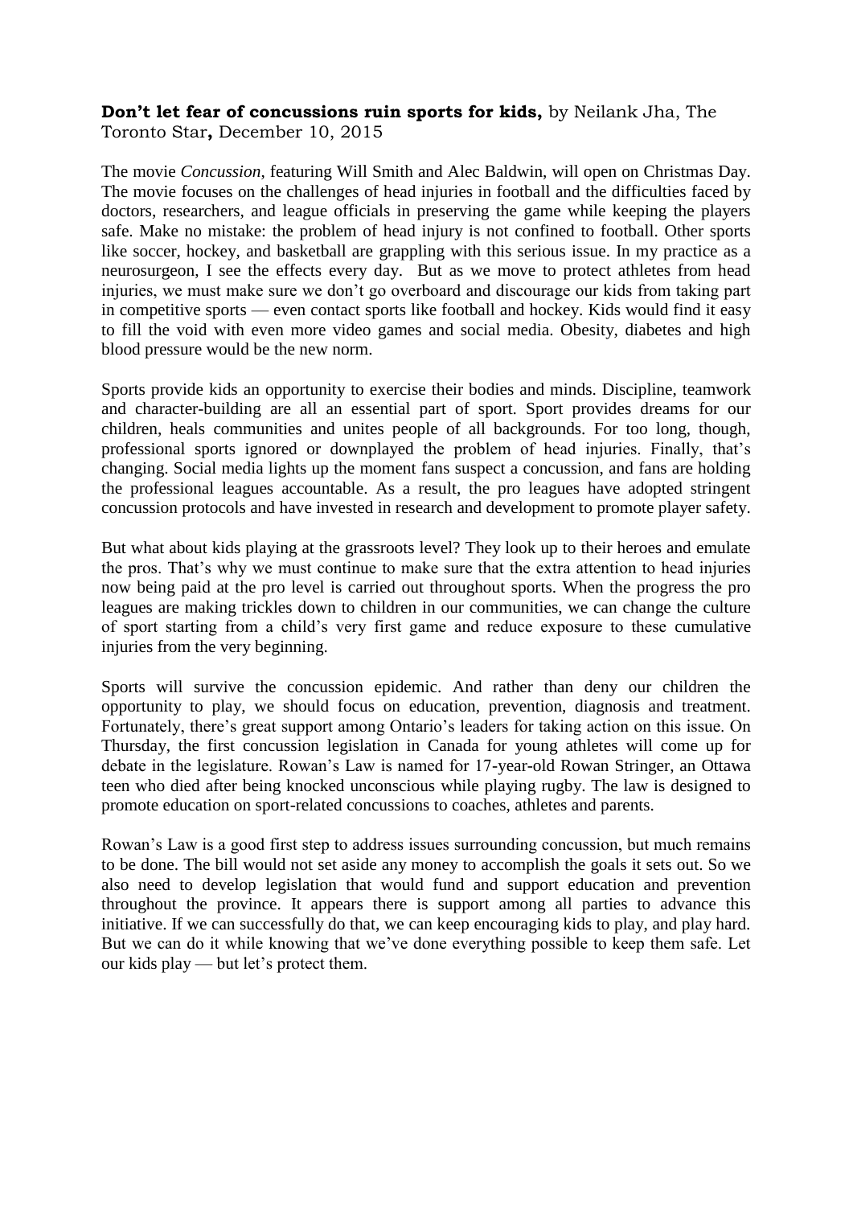**Don't let fear of concussions ruin sports for kids,** by Neilank Jha, The Toronto Star**,** December 10, 2015

The movie *Concussion*, featuring Will Smith and Alec Baldwin, will open on Christmas Day. The movie focuses on the challenges of head injuries in football and the difficulties faced by doctors, researchers, and league officials in preserving the game while keeping the players safe. Make no mistake: the problem of head injury is not confined to football. Other sports like soccer, hockey, and basketball are grappling with this serious issue. In my practice as a neurosurgeon, I see the effects every day. But as we move to protect athletes from head injuries, we must make sure we don't go overboard and discourage our kids from taking part in competitive sports — even contact sports like football and hockey. Kids would find it easy to fill the void with even more video games and social media. Obesity, diabetes and high blood pressure would be the new norm.

Sports provide kids an opportunity to exercise their bodies and minds. Discipline, teamwork and character-building are all an essential part of sport. Sport provides dreams for our children, heals communities and unites people of all backgrounds. For too long, though, professional sports ignored or downplayed the problem of head injuries. Finally, that's changing. Social media lights up the moment fans suspect a concussion, and fans are holding the professional leagues accountable. As a result, the pro leagues have adopted stringent concussion protocols and have invested in research and development to promote player safety.

But what about kids playing at the grassroots level? They look up to their heroes and emulate the pros. That's why we must continue to make sure that the extra attention to head injuries now being paid at the pro level is carried out throughout sports. When the progress the pro leagues are making trickles down to children in our communities, we can change the culture of sport starting from a child's very first game and reduce exposure to these cumulative injuries from the very beginning.

Sports will survive the concussion epidemic. And rather than deny our children the opportunity to play, we should focus on education, prevention, diagnosis and treatment. Fortunately, there's great support among Ontario's leaders for taking action on this issue. On Thursday, the first concussion legislation in Canada for young athletes will come up for debate in the legislature. Rowan's Law is named for 17-year-old Rowan Stringer, an Ottawa teen who died after being knocked unconscious while playing rugby. The law is designed to promote education on sport-related concussions to coaches, athletes and parents.

Rowan's Law is a good first step to address issues surrounding concussion, but much remains to be done. The bill would not set aside any money to accomplish the goals it sets out. So we also need to develop legislation that would fund and support education and prevention throughout the province. It appears there is support among all parties to advance this initiative. If we can successfully do that, we can keep encouraging kids to play, and play hard. But we can do it while knowing that we've done everything possible to keep them safe. Let our kids play — but let's protect them.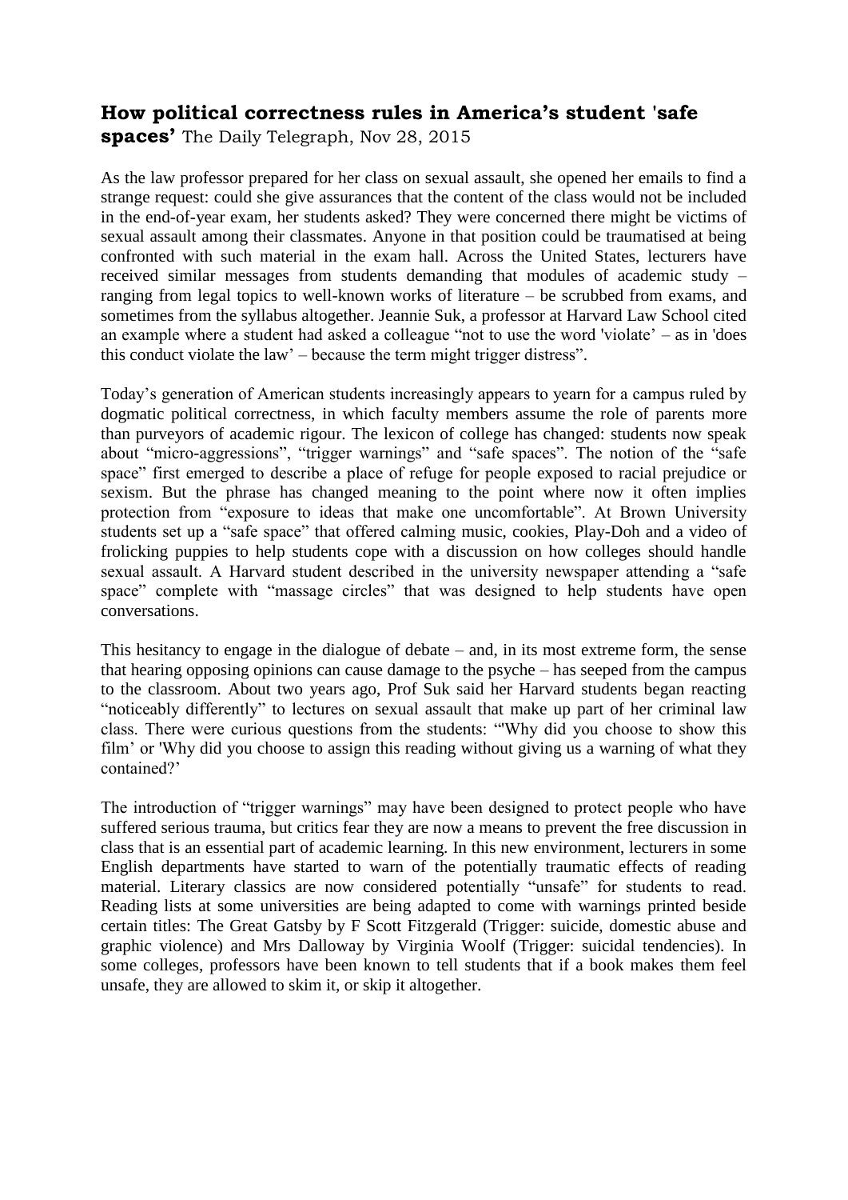## How political correctness rules in America's student 'safe spaces' The Daily Telegraph, Nov 28, 2015

As the law professor prepared for her class on sexual assault, she opened her emails to find a strange request: could she give assurances that the content of the class would not be included in the end-of-year exam, her students asked? They were concerned there might be victims of sexual assault among their classmates. Anyone in that position could be traumatised at being confronted with such material in the exam hall. Across the United States, lecturers have received similar messages from students demanding that modules of academic study – ranging from legal topics to well-known works of literature – be scrubbed from exams, and sometimes from the syllabus altogether. Jeannie Suk, a professor at Harvard Law School cited an example where a student had asked a colleague "not to use the word 'violate' – as in 'does this conduct violate the law' – because the term might trigger distress".

Today's generation of American students increasingly appears to yearn for a campus ruled by dogmatic political correctness, in which faculty members assume the role of parents more than purveyors of academic rigour. The lexicon of college has changed: students now speak about "micro-aggressions", "trigger warnings" and "safe spaces". The notion of the "safe space" first emerged to describe a place of refuge for people exposed to racial prejudice or sexism. But the phrase has changed meaning to the point where now it often implies protection from "exposure to ideas that make one uncomfortable". At Brown University students set up a "safe space" that offered calming music, cookies, Play-Doh and a video of frolicking puppies to help students cope with a discussion on how colleges should handle sexual assault. A Harvard student described in the university newspaper attending a "safe space" complete with "massage circles" that was designed to help students have open conversations.

This hesitancy to engage in the dialogue of debate – and, in its most extreme form, the sense that hearing opposing opinions can cause damage to the psyche – has seeped from the campus to the classroom. About two years ago, Prof Suk said her Harvard students began reacting "noticeably differently" to lectures on sexual assault that make up part of her criminal law class. There were curious questions from the students: "'Why did you choose to show this film' or 'Why did you choose to assign this reading without giving us a warning of what they contained?'

The introduction of "trigger warnings" may have been designed to protect people who have suffered serious trauma, but critics fear they are now a means to prevent the free discussion in class that is an essential part of academic learning. In this new environment, lecturers in some English departments have started to warn of the potentially traumatic effects of reading material. Literary classics are now considered potentially "unsafe" for students to read. Reading lists at some universities are being adapted to come with warnings printed beside certain titles: The Great Gatsby by F Scott Fitzgerald (Trigger: suicide, domestic abuse and graphic violence) and Mrs Dalloway by Virginia Woolf (Trigger: suicidal tendencies). In some colleges, professors have been known to tell students that if a book makes them feel unsafe, they are allowed to skim it, or skip it altogether.